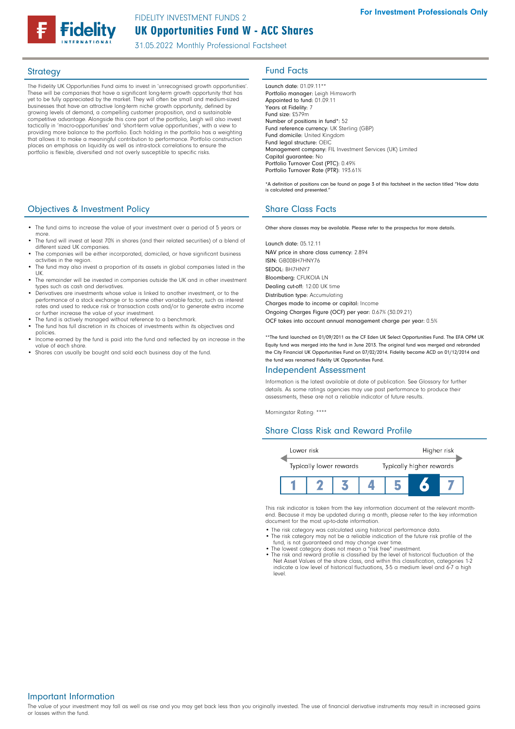For Investment Professionals Only

FIDELITY INVESTMENT FUNDS 2

# UK Opportunities Fund W - ACC Shares

31.05.2022 Monthly Professional Factsheet

## Strategy

The Fidelity UK Opportunities Fund aims to invest in 'unrecognised growth opportunities'. These will be companies that have a significant long-term growth opportunity that has yet to be fully appreciated by the market. They will often be small and medium-sized businesses that have an attractive long-term niche growth opportunity, defined by growing levels of demand, a compelling customer proposition, and a sustainable competitive advantage. Alongside this core part of the portfolio, Leigh will also invest tactically in 'macro-opportunities' and 'short-term value opportunities', with a view to providing more balance to the portfolio. Each holding in the portfolio has a weighting that allows it to make a meaningful contribution to performance. Portfolio construction places an emphasis on liquidity as well as intra-stock correlations to ensure the portfolio is flexible, diversified and not overly susceptible to specific risks.

## Objectives & Investment Policy

- The fund aims to increase the value of your investment over a period of 5 years or more.
- The fund will invest at least 70% in shares (and their related securities) of a blend of different sized UK companies.
- The companies will be either incorporated, domiciled, or have significant business activities in the region.
- The fund may also invest a proportion of its assets in global companies listed in the UK.
- The remainder will be invested in companies outside the UK and in other investment types such as cash and derivatives.
- Derivatives are investments whose value is linked to another investment, or to the performance of a stock exchange or to some other variable factor, such as interest rates and used to reduce risk or transaction costs and/or to generate extra income or further increase the value of your investment.
- The fund is actively managed without reference to a benchmark.
- The fund has full discretion in its choices of investments within its objectives and policies.
- Income earned by the fund is paid into the fund and reflected by an increase in the value of each share.
- Shares can usually be bought and sold each business day of the fund.

## Fund Facts

Launch date: 01.09.11**
Portfolio manager: Leigh Himsworth
Appointed to fund: 01.09.11
Years at Fidelity: 7
Fund size: £579m
Number of positions in fund*: 52
Fund reference currency: UK Sterling (GBP)
Fund domicile: United Kingdom
Fund legal structure: OEIC
Management company: FIL Investment Services (UK) Limited
Capital guarantee: No
Portfolio Turnover Cost (PTC): 0.49%
Portfolio Turnover Rate (PTR): 193.61%

*A definition of positions can be found on page 3 of this factsheet in the section titled "How data is calculated and presented."

## Share Class Facts

Other share classes may be available. Please refer to the prospectus for more details.

Launch date: 05.12.11
NAV price in share class currency: 2.894
ISIN: GB00BH7HNY76
SEDOL: BH7HNY7
Bloomberg: CFUKOIA LN
Dealing cut-off: 12:00 UK time
Distribution type: Accumulating
Charges made to income or capital: Income
Ongoing Charges Figure (OCF) per year: 0.67% (30.09.21)
OCF takes into account annual management charge per year: 0.5%

**The fund launched on 01/09/2011 as the CF Eden UK Select Opportunities Fund. The EFA OPM UK Equity fund was merged into the fund in June 2013. The original fund was merged and rebranded the City Financial UK Opportunities Fund on 07/02/2014. Fidelity became ACD on 01/12/2014 and the fund was renamed Fidelity UK Opportunities Fund.

## Independent Assessment

Information is the latest available at date of publication. See Glossary for further details. As some ratings agencies may use past performance to produce their assessments, these are not a reliable indicator of future results.

Morningstar Rating: ****

## Share Class Risk and Reward Profile

Lower risk — Higher risk

Typically lower rewards — Typically higher rewards

| 1 | 2 | 3 | 4 | 5 | **6** | 7 |
|---|---|---|---|---|---|---|

This risk indicator is taken from the key information document at the relevant month-end. Because it may be updated during a month, please refer to the key information document for the most up-to-date information.

- The risk category was calculated using historical performance data.
- The risk category may not be a reliable indication of the future risk profile of the fund, is not guaranteed and may change over time.
- The lowest category does not mean a "risk free" investment.
- The risk and reward profile is classified by the level of historical fluctuation of the Net Asset Values of the share class, and within this classification, categories 1-2 indicate a low level of historical fluctuations, 3-5 a medium level and 6-7 a high level.

## Important Information

The value of your investment may fall as well as rise and you may get back less than you originally invested. The use of financial derivative instruments may result in increased gains or losses within the fund.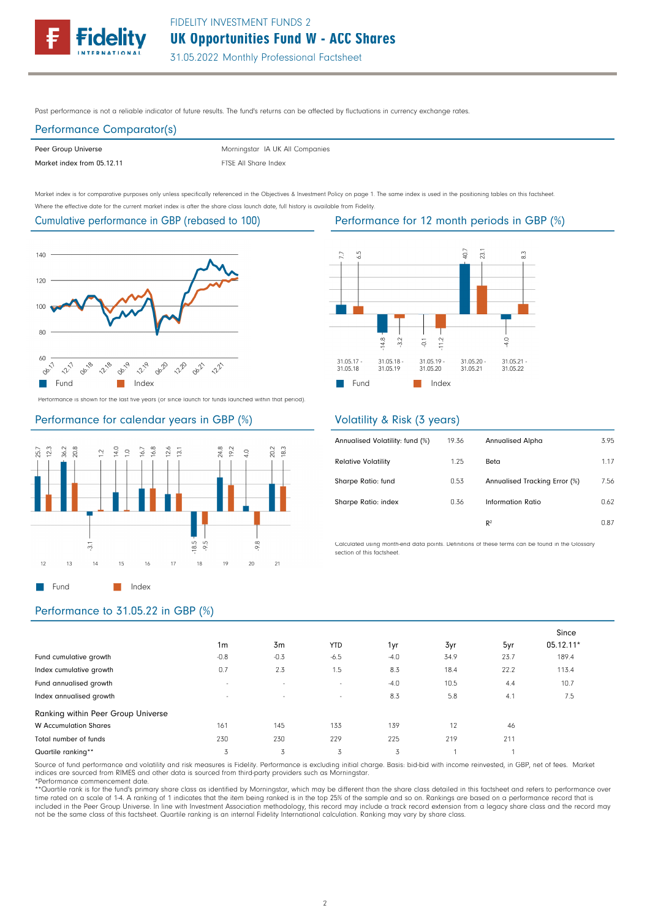FIDELITY INVESTMENT FUNDS 2

# UK Opportunities Fund W - ACC Shares

31.05.2022 Monthly Professional Factsheet

Past performance is not a reliable indicator of future results. The fund's returns can be affected by fluctuations in currency exchange rates.

## Performance Comparator(s)

| | |
|---|---|
| Peer Group Universe | Morningstar IA UK All Companies |
| Market index from 05.12.11 | FTSE All Share Index |

Market index is for comparative purposes only unless specifically referenced in the Objectives & Investment Policy on page 1. The same index is used in the positioning tables on this factsheet.
Where the effective date for the current market index is after the share class launch date, full history is available from Fidelity.

## Cumulative performance in GBP (rebased to 100)

Performance is shown for the last five years (or since launch for funds launched within that period).

## Performance for 12 month periods in GBP (%)

| | 31.05.17 - 31.05.18 | 31.05.18 - 31.05.19 | 31.05.19 - 31.05.20 | 31.05.20 - 31.05.21 | 31.05.21 - 31.05.22 |
|---|---|---|---|---|---|
| Fund | 7.7 | -14.8 | -0.1 | 40.7 | -4.0 |
| Index | 6.5 | -3.2 | -11.2 | 23.1 | 8.3 |

## Performance for calendar years in GBP (%)

| | 12 | 13 | 14 | 15 | 16 | 17 | 18 | 19 | 20 | 21 |
|---|---|---|---|---|---|---|---|---|---|---|
| Fund | 25.7 | 36.2 | -3.1 | 14.0 | 16.7 | 12.6 | -18.5 | 24.8 | -4.0 | 20.2 |
| Index | 12.3 | 20.8 | 1.2 | 1.0 | 16.8 | 13.1 | -9.5 | 19.2 | -9.8 | 18.3 |

## Volatility & Risk (3 years)

| | | | |
|---|---|---|---|
| Annualised Volatility: fund (%) | 19.36 | Annualised Alpha | 3.95 |
| Relative Volatility | 1.25 | Beta | 1.17 |
| Sharpe Ratio: fund | 0.53 | Annualised Tracking Error (%) | 7.56 |
| Sharpe Ratio: index | 0.36 | Information Ratio | 0.62 |
| | | $R^2$ | 0.87 |

Calculated using month-end data points. Definitions of these terms can be found in the Glossary section of this factsheet.

## Performance to 31.05.22 in GBP (%)

| | 1m | 3m | YTD | 1yr | 3yr | 5yr | Since 05.12.11* |
|---|---|---|---|---|---|---|---|
| Fund cumulative growth | -0.8 | -0.3 | -6.5 | -4.0 | 34.9 | 23.7 | 189.4 |
| Index cumulative growth | 0.7 | 2.3 | 1.5 | 8.3 | 18.4 | 22.2 | 113.4 |
| Fund annualised growth | - | - | - | -4.0 | 10.5 | 4.4 | 10.7 |
| Index annualised growth | - | - | - | 8.3 | 5.8 | 4.1 | 7.5 |
| **Ranking within Peer Group Universe** | | | | | | | |
| W Accumulation Shares | 161 | 145 | 133 | 139 | 12 | 46 | |
| Total number of funds | 230 | 230 | 229 | 225 | 219 | 211 | |
| Quartile ranking** | 3 | 3 | 3 | 3 | 1 | 1 | |

Source of fund performance and volatility and risk measures is Fidelity. Performance is excluding initial charge. Basis: bid-bid with income reinvested, in GBP, net of fees. Market indices are sourced from RIMES and other data is sourced from third-party providers such as Morningstar.
*Performance commencement date.
**Quartile rank is for the fund's primary share class as identified by Morningstar, which may be different than the share class detailed in this factsheet and refers to performance over time rated on a scale of 1-4. A ranking of 1 indicates that the item being ranked is in the top 25% of the sample and so on. Rankings are based on a performance record that is included in the Peer Group Universe. In line with Investment Association methodology, this record may include a track record extension from a legacy share class and the record may not be the same class of this factsheet. Quartile ranking is an internal Fidelity International calculation. Ranking may vary by share class.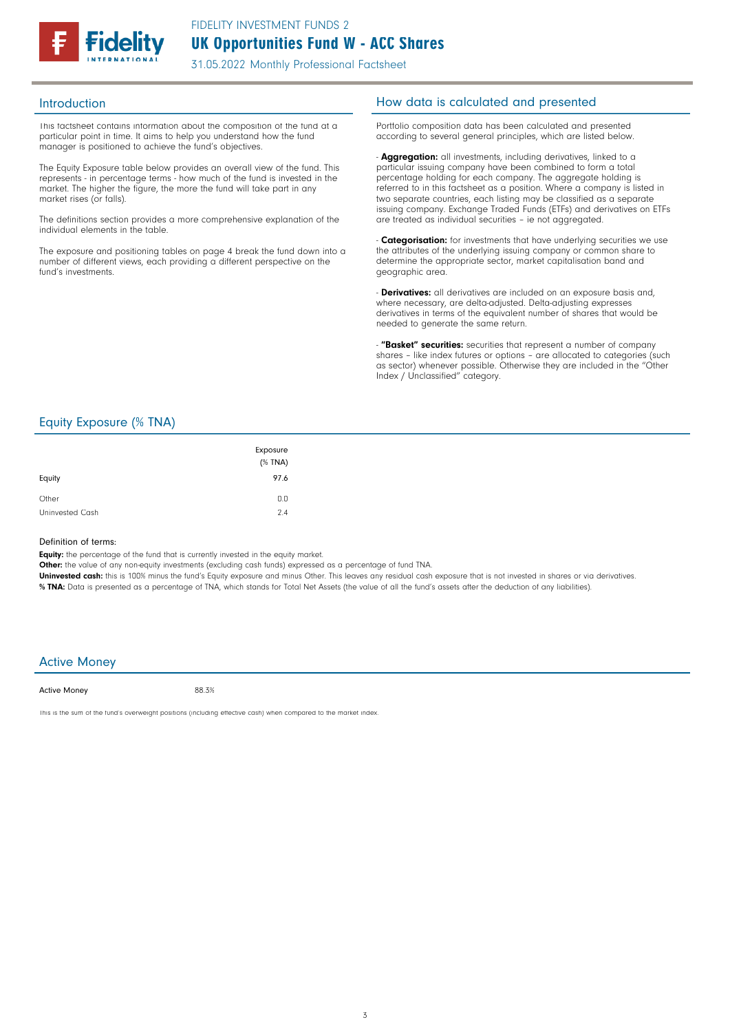FIDELITY INVESTMENT FUNDS 2

# UK Opportunities Fund W - ACC Shares

31.05.2022 Monthly Professional Factsheet

## Introduction

This factsheet contains information about the composition of the fund at a particular point in time. It aims to help you understand how the fund manager is positioned to achieve the fund's objectives.

The Equity Exposure table below provides an overall view of the fund. This represents - in percentage terms - how much of the fund is invested in the market. The higher the figure, the more the fund will take part in any market rises (or falls).

The definitions section provides a more comprehensive explanation of the individual elements in the table.

The exposure and positioning tables on page 4 break the fund down into a number of different views, each providing a different perspective on the fund's investments.

## How data is calculated and presented

Portfolio composition data has been calculated and presented according to several general principles, which are listed below.

- **Aggregation:** all investments, including derivatives, linked to a particular issuing company have been combined to form a total percentage holding for each company. The aggregate holding is referred to in this factsheet as a position. Where a company is listed in two separate countries, each listing may be classified as a separate issuing company. Exchange Traded Funds (ETFs) and derivatives on ETFs are treated as individual securities – ie not aggregated.

- **Categorisation:** for investments that have underlying securities we use the attributes of the underlying issuing company or common share to determine the appropriate sector, market capitalisation band and geographic area.

- **Derivatives:** all derivatives are included on an exposure basis and, where necessary, are delta-adjusted. Delta-adjusting expresses derivatives in terms of the equivalent number of shares that would be needed to generate the same return.

- **"Basket" securities:** securities that represent a number of company shares – like index futures or options – are allocated to categories (such as sector) whenever possible. Otherwise they are included in the "Other Index / Unclassified" category.

## Equity Exposure (% TNA)

| | Exposure (% TNA) |
|---|---|
| Equity | 97.6 |
| Other | 0.0 |
| Uninvested Cash | 2.4 |

Definition of terms:

**Equity:** the percentage of the fund that is currently invested in the equity market.

**Other:** the value of any non-equity investments (excluding cash funds) expressed as a percentage of fund TNA.

**Uninvested cash:** this is 100% minus the fund's Equity exposure and minus Other. This leaves any residual cash exposure that is not invested in shares or via derivatives.

**% TNA:** Data is presented as a percentage of TNA, which stands for Total Net Assets (the value of all the fund's assets after the deduction of any liabilities).

## Active Money

| Active Money | 88.3% |
|---|---|

This is the sum of the fund's overweight positions (including effective cash) when compared to the market index.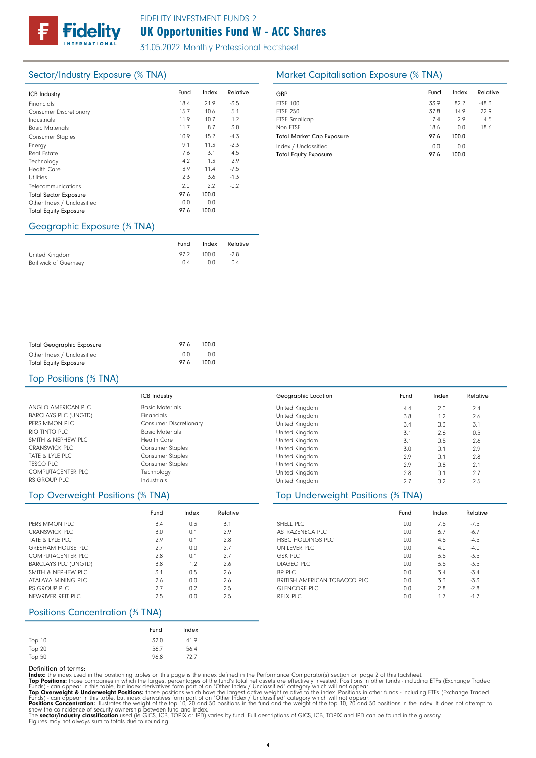## Sector/Industry Exposure (% TNA)

| ICB Industry | Fund | Index | Relative |
|---|---|---|---|
| Financials | 18.4 | 21.9 | -3.5 |
| Consumer Discretionary | 15.7 | 10.6 | 5.1 |
| Industrials | 11.9 | 10.7 | 1.2 |
| Basic Materials | 11.7 | 8.7 | 3.0 |
| Consumer Staples | 10.9 | 15.2 | -4.3 |
| Energy | 9.1 | 11.3 | -2.3 |
| Real Estate | 7.6 | 3.1 | 4.5 |
| Technology | 4.2 | 1.3 | 2.9 |
| Health Care | 3.9 | 11.4 | -7.5 |
| Utilities | 2.3 | 3.6 | -1.3 |
| Telecommunications | 2.0 | 2.2 | -0.2 |
| **Total Sector Exposure** | **97.6** | **100.0** | |
| Other Index / Unclassified | 0.0 | 0.0 | |
| **Total Equity Exposure** | **97.6** | **100.0** | |

## Market Capitalisation Exposure (% TNA)

| GBP | Fund | Index | Relative |
|---|---|---|---|
| FTSE 100 | 33.9 | 82.2 | -48.3 |
| FTSE 250 | 37.8 | 14.9 | 22.9 |
| FTSE Smallcap | 7.4 | 2.9 | 4.5 |
| Non FTSE | 18.6 | 0.0 | 18.6 |
| **Total Market Cap Exposure** | **97.6** | **100.0** | |
| Index / Unclassified | 0.0 | 0.0 | |
| **Total Equity Exposure** | **97.6** | **100.0** | |

## Geographic Exposure (% TNA)

| | Fund | Index | Relative |
|---|---|---|---|
| United Kingdom | 97.2 | 100.0 | -2.8 |
| Bailiwick of Guernsey | 0.4 | 0.0 | 0.4 |
| **Total Geographic Exposure** | **97.6** | **100.0** | |
| Other Index / Unclassified | 0.0 | 0.0 | |
| **Total Equity Exposure** | **97.6** | **100.0** | |

## Top Positions (% TNA)

| | ICB Industry | Geographic Location | Fund | Index | Relative |
|---|---|---|---|---|---|
| ANGLO AMERICAN PLC | Basic Materials | United Kingdom | 4.4 | 2.0 | 2.4 |
| BARCLAYS PLC (UNGTD) | Financials | United Kingdom | 3.8 | 1.2 | 2.6 |
| PERSIMMON PLC | Consumer Discretionary | United Kingdom | 3.4 | 0.3 | 3.1 |
| RIO TINTO PLC | Basic Materials | United Kingdom | 3.1 | 2.6 | 0.5 |
| SMITH & NEPHEW PLC | Health Care | United Kingdom | 3.1 | 0.5 | 2.6 |
| CRANSWICK PLC | Consumer Staples | United Kingdom | 3.0 | 0.1 | 2.9 |
| TATE & LYLE PLC | Consumer Staples | United Kingdom | 2.9 | 0.1 | 2.8 |
| TESCO PLC | Consumer Staples | United Kingdom | 2.9 | 0.8 | 2.1 |
| COMPUTACENTER PLC | Technology | United Kingdom | 2.8 | 0.1 | 2.7 |
| RS GROUP PLC | Industrials | United Kingdom | 2.7 | 0.2 | 2.5 |

## Top Overweight Positions (% TNA)

| | Fund | Index | Relative |
|---|---|---|---|
| PERSIMMON PLC | 3.4 | 0.3 | 3.1 |
| CRANSWICK PLC | 3.0 | 0.1 | 2.9 |
| TATE & LYLE PLC | 2.9 | 0.1 | 2.8 |
| GRESHAM HOUSE PLC | 2.7 | 0.0 | 2.7 |
| COMPUTACENTER PLC | 2.8 | 0.1 | 2.7 |
| BARCLAYS PLC (UNGTD) | 3.8 | 1.2 | 2.6 |
| SMITH & NEPHEW PLC | 3.1 | 0.5 | 2.6 |
| ATALAYA MINING PLC | 2.6 | 0.0 | 2.6 |
| RS GROUP PLC | 2.7 | 0.2 | 2.5 |
| NEWRIVER REIT PLC | 2.5 | 0.0 | 2.5 |

## Top Underweight Positions (% TNA)

| | Fund | Index | Relative |
|---|---|---|---|
| SHELL PLC | 0.0 | 7.5 | -7.5 |
| ASTRAZENECA PLC | 0.0 | 6.7 | -6.7 |
| HSBC HOLDINGS PLC | 0.0 | 4.5 | -4.5 |
| UNILEVER PLC | 0.0 | 4.0 | -4.0 |
| GSK PLC | 0.0 | 3.5 | -3.5 |
| DIAGEO PLC | 0.0 | 3.5 | -3.5 |
| BP PLC | 0.0 | 3.4 | -3.4 |
| BRITISH AMERICAN TOBACCO PLC | 0.0 | 3.3 | -3.3 |
| GLENCORE PLC | 0.0 | 2.8 | -2.8 |
| RELX PLC | 0.0 | 1.7 | -1.7 |

## Positions Concentration (% TNA)

| | Fund | Index |
|---|---|---|
| Top 10 | 32.0 | 41.9 |
| Top 20 | 56.7 | 56.4 |
| Top 50 | 96.8 | 72.7 |

Definition of terms:

**Index:** the index used in the positioning tables on this page is the index defined in the Performance Comparator(s) section on page 2 of this factsheet.

**Top Positions:** those companies in which the largest percentages of the fund's total net assets are effectively invested. Positions in other funds - including ETFs (Exchange Traded Funds) - can appear in this table, but index derivatives form part of an "Other Index / Unclassified" category which will not appear.

**Top Overweight & Underweight Positions:** those positions which have the largest active weight relative to the index. Positions in other funds - including ETFs (Exchange Traded Funds) - can appear in this table, but index derivatives form part of an "Other Index / Unclassified" category which will not appear.

**Positions Concentration:** illustrates the weight of the top 10, 20 and 50 positions in the fund and the weight of the top 10, 20 and 50 positions in the index. It does not attempt to show the coincidence of security ownership between fund and index.

The **sector/industry classification** used (ie GICS, ICB, TOPIX or IPD) varies by fund. Full descriptions of GICS, ICB, TOPIX and IPD can be found in the glossary.

Figures may not always sum to totals due to rounding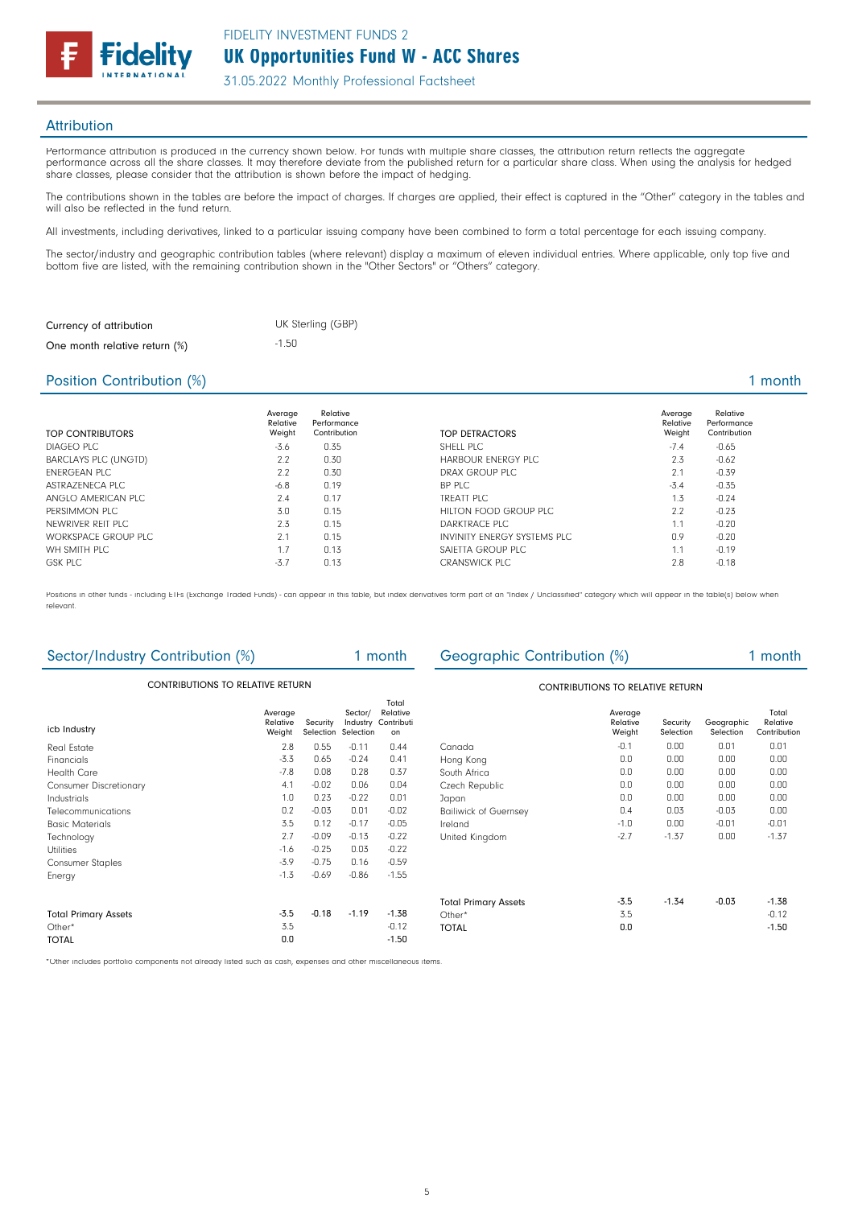## Attribution

Performance attribution is produced in the currency shown below. For funds with multiple share classes, the attribution return reflects the aggregate performance across all the share classes. It may therefore deviate from the published return for a particular share class. When using the analysis for hedged share classes, please consider that the attribution is shown before the impact of hedging.

The contributions shown in the tables are before the impact of charges. If charges are applied, their effect is captured in the "Other" category in the tables and will also be reflected in the fund return.

All investments, including derivatives, linked to a particular issuing company have been combined to form a total percentage for each issuing company.

The sector/industry and geographic contribution tables (where relevant) display a maximum of eleven individual entries. Where applicable, only top five and bottom five are listed, with the remaining contribution shown in the "Other Sectors" or "Others" category.

| | |
|---|---|
| Currency of attribution | UK Sterling (GBP) |
| One month relative return (%) | -1.50 |

## Position Contribution (%) — 1 month

| TOP CONTRIBUTORS | Average Relative Weight | Relative Performance Contribution |
|---|---|---|
| DIAGEO PLC | -3.6 | 0.35 |
| BARCLAYS PLC (UNGTD) | 2.2 | 0.30 |
| ENERGEAN PLC | 2.2 | 0.30 |
| ASTRAZENECA PLC | -6.8 | 0.19 |
| ANGLO AMERICAN PLC | 2.4 | 0.17 |
| PERSIMMON PLC | 3.0 | 0.15 |
| NEWRIVER REIT PLC | 2.3 | 0.15 |
| WORKSPACE GROUP PLC | 2.1 | 0.15 |
| WH SMITH PLC | 1.7 | 0.13 |
| GSK PLC | -3.7 | 0.13 |

| TOP DETRACTORS | Average Relative Weight | Relative Performance Contribution |
|---|---|---|
| SHELL PLC | -7.4 | -0.65 |
| HARBOUR ENERGY PLC | 2.3 | -0.62 |
| DRAX GROUP PLC | 2.1 | -0.39 |
| BP PLC | -3.4 | -0.35 |
| TREATT PLC | 1.3 | -0.24 |
| HILTON FOOD GROUP PLC | 2.2 | -0.23 |
| DARKTRACE PLC | 1.1 | -0.20 |
| INVINITY ENERGY SYSTEMS PLC | 0.9 | -0.20 |
| SAIETTA GROUP PLC | 1.1 | -0.19 |
| CRANSWICK PLC | 2.8 | -0.18 |

Positions in other funds - including ETFs (Exchange Traded Funds) - can appear in this table, but index derivatives form part of an "Index / Unclassified" category which will appear in the table(s) below when relevant.

## Sector/Industry Contribution (%) — 1 month

CONTRIBUTIONS TO RELATIVE RETURN

| icb Industry | Average Relative Weight | Security Selection | Sector/ Industry Selection | Total Relative Contribution |
|---|---|---|---|---|
| Real Estate | 2.8 | 0.55 | -0.11 | 0.44 |
| Financials | -3.3 | 0.65 | -0.24 | 0.41 |
| Health Care | -7.8 | 0.08 | 0.28 | 0.37 |
| Consumer Discretionary | 4.1 | -0.02 | 0.06 | 0.04 |
| Industrials | 1.0 | 0.23 | -0.22 | 0.01 |
| Telecommunications | 0.2 | -0.03 | 0.01 | -0.02 |
| Basic Materials | 3.5 | 0.12 | -0.17 | -0.05 |
| Technology | 2.7 | -0.09 | -0.13 | -0.22 |
| Utilities | -1.6 | -0.25 | 0.03 | -0.22 |
| Consumer Staples | -3.9 | -0.75 | 0.16 | -0.59 |
| Energy | -1.3 | -0.69 | -0.86 | -1.55 |
| Total Primary Assets | -3.5 | -0.18 | -1.19 | -1.38 |
| Other* | 3.5 | | | -0.12 |
| TOTAL | 0.0 | | | -1.50 |

## Geographic Contribution (%) — 1 month

CONTRIBUTIONS TO RELATIVE RETURN

| | Average Relative Weight | Security Selection | Geographic Selection | Total Relative Contribution |
|---|---|---|---|---|
| Canada | -0.1 | 0.00 | 0.01 | 0.01 |
| Hong Kong | 0.0 | 0.00 | 0.00 | 0.00 |
| South Africa | 0.0 | 0.00 | 0.00 | 0.00 |
| Czech Republic | 0.0 | 0.00 | 0.00 | 0.00 |
| Japan | 0.0 | 0.00 | 0.00 | 0.00 |
| Bailiwick of Guernsey | 0.4 | 0.03 | -0.03 | 0.00 |
| Ireland | -1.0 | 0.00 | -0.01 | -0.01 |
| United Kingdom | -2.7 | -1.37 | 0.00 | -1.37 |
| Total Primary Assets | -3.5 | -1.34 | -0.03 | -1.38 |
| Other* | 3.5 | | | -0.12 |
| TOTAL | 0.0 | | | -1.50 |

*Other includes portfolio components not already listed such as cash, expenses and other miscellaneous items.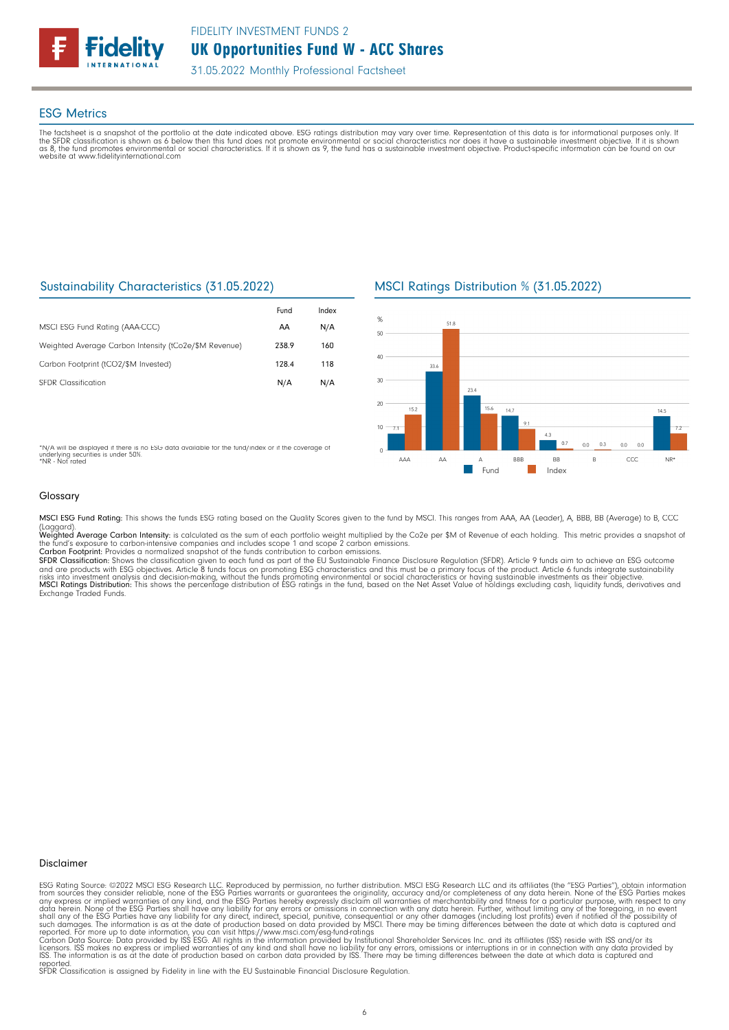## ESG Metrics

The factsheet is a snapshot of the portfolio at the date indicated above. ESG ratings distribution may vary over time. Representation of this data is for informational purposes only. If the SFDR classification is shown as 6 below then this fund does not promote environmental or social characteristics nor does it have a sustainable investment objective. If it is shown as 8, the fund promotes environmental or social characteristics. If it is shown as 9, the fund has a sustainable investment objective. Product-specific information can be found on our website at www.fidelityinternational.com

### Sustainability Characteristics (31.05.2022)

| | Fund | Index |
|---|---|---|
| MSCI ESG Fund Rating (AAA-CCC) | AA | N/A |
| Weighted Average Carbon Intensity (tCo2e/$M Revenue) | 238.9 | 160 |
| Carbon Footprint (tCO2/$M Invested) | 128.4 | 118 |
| SFDR Classification | N/A | N/A |

*N/A will be displayed if there is no ESG data available for the fund/index or if the coverage of underlying securities is under 50%.
*NR - Not rated

### MSCI Ratings Distribution % (31.05.2022)

| % | Fund | Index |
|---|---|---|
| AAA | 7.1 | 15.2 |
| AA | 33.6 | 51.8 |
| A | 23.4 | 15.6 |
| BBB | 14.7 | 9.1 |
| BB | 4.3 | 0.7 |
| B | 0.0 | 0.3 |
| CCC | 0.0 | 0.0 |
| NR* | 14.5 | 7.2 |

### Glossary

**MSCI ESG Fund Rating:** This shows the funds ESG rating based on the Quality Scores given to the fund by MSCI. This ranges from AAA, AA (Leader), A, BBB, BB (Average) to B, CCC (Laggard).
**Weighted Average Carbon Intensity:** is calculated as the sum of each portfolio weight multiplied by the Co2e per $M of Revenue of each holding. This metric provides a snapshot of the fund's exposure to carbon-intensive companies and includes scope 1 and scope 2 carbon emissions.
**Carbon Footprint:** Provides a normalized snapshot of the funds contribution to carbon emissions.
**SFDR Classification:** Shows the classification given to each fund as part of the EU Sustainable Finance Disclosure Regulation (SFDR). Article 9 funds aim to achieve an ESG outcome and are products with ESG objectives. Article 8 funds focus on promoting ESG characteristics and this must be a primary focus of the product. Article 6 funds integrate sustainability risks into investment analysis and decision-making, without the funds promoting environmental or social characteristics or having sustainable investments as their objective.
**MSCI Ratings Distribution:** This shows the percentage distribution of ESG ratings in the fund, based on the Net Asset Value of holdings excluding cash, liquidity funds, derivatives and Exchange Traded Funds.

### Disclaimer

ESG Rating Source: ©2022 MSCI ESG Research LLC. Reproduced by permission, no further distribution. MSCI ESG Research LLC and its affiliates (the "ESG Parties"), obtain information from sources they consider reliable, none of the ESG Parties warrants or guarantees the originality, accuracy and/or completeness of any data herein. None of the ESG Parties makes any express or implied warranties of any kind, and the ESG Parties hereby expressly disclaim all warranties of merchantability and fitness for a particular purpose, with respect to any data herein. None of the ESG Parties shall have any liability for any errors or omissions in connection with any data herein. Further, without limiting any of the foregoing, in no event shall any of the ESG Parties have any liability for any direct, indirect, special, punitive, consequential or any other damages (including lost profits) even if notified of the possibility of such damages. The information is as at the date of production based on data provided by MSCI. There may be timing differences between the date at which data is captured and reported. For more up to date information, you can visit https://www.msci.com/esg-fund-ratings
Carbon Data Source: Data provided by ISS ESG. All rights in the information provided by Institutional Shareholder Services Inc. and its affiliates (ISS) reside with ISS and/or its licensors. ISS makes no express or implied warranties of any kind and shall have no liability for any errors, omissions or interruptions in or in connection with any data provided by ISS. The information is as at the date of production based on carbon data provided by ISS. There may be timing differences between the date at which data is captured and reported.
SFDR Classification is assigned by Fidelity in line with the EU Sustainable Financial Disclosure Regulation.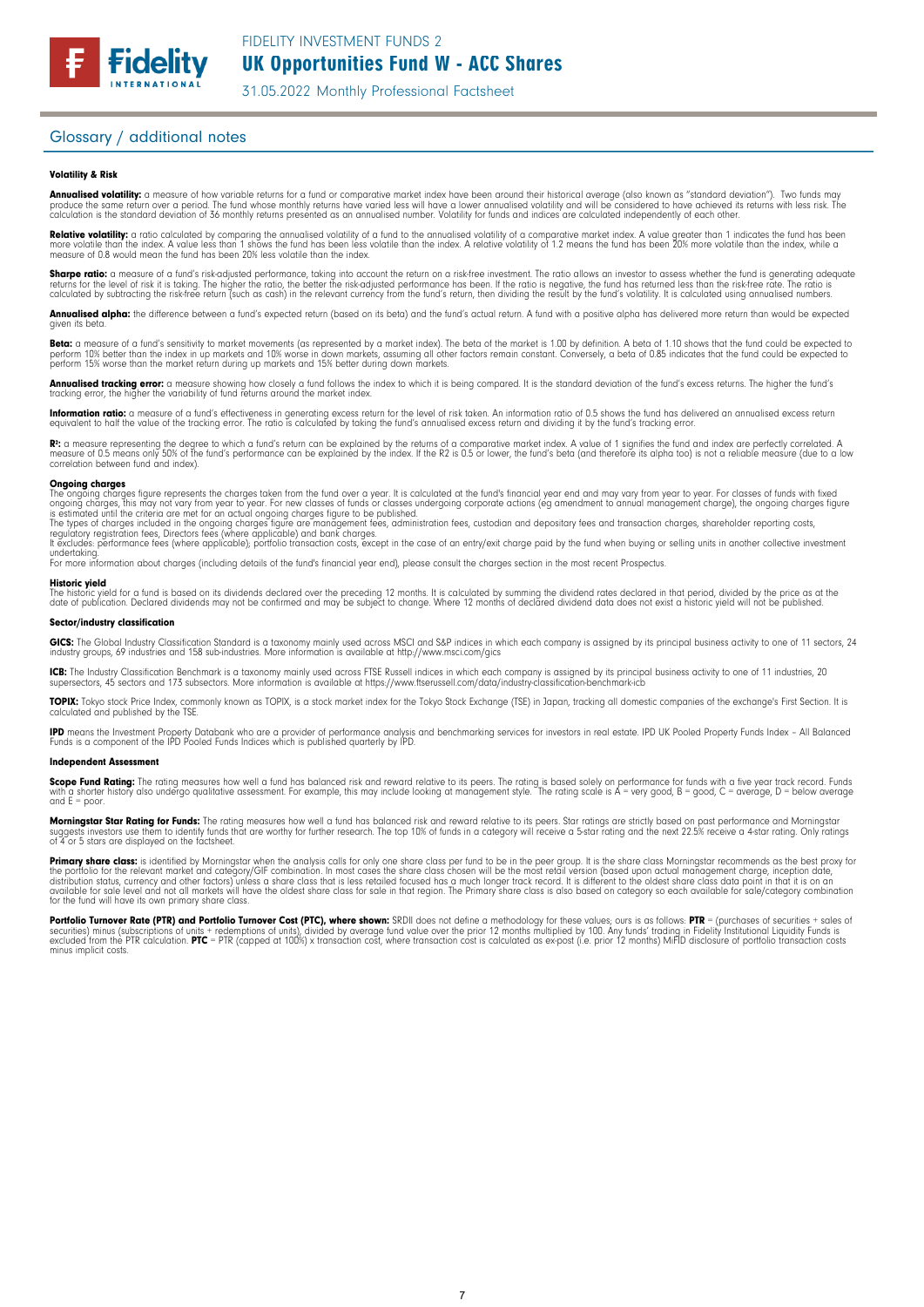## Glossary / additional notes

### Volatility & Risk

**Annualised volatility:** a measure of how variable returns for a fund or comparative market index have been around their historical average (also known as "standard deviation"). Two funds may produce the same return over a period. The fund whose monthly returns have varied less will have a lower annualised volatility and will be considered to have achieved its returns with less risk. The calculation is the standard deviation of 36 monthly returns presented as an annualised number. Volatility for funds and indices are calculated independently of each other.

**Relative volatility:** a ratio calculated by comparing the annualised volatility of a fund to the annualised volatility of a comparative market index. A value greater than 1 indicates the fund has been more volatile than the index. A value less than 1 shows the fund has been less volatile than the index. A relative volatility of 1.2 means the fund has been 20% more volatile than the index, while a measure of 0.8 would mean the fund has been 20% less volatile than the index.

**Sharpe ratio:** a measure of a fund's risk-adjusted performance, taking into account the return on a risk-free investment. The ratio allows an investor to assess whether the fund is generating adequate returns for the level of risk it is taking. The higher the ratio, the better the risk-adjusted performance has been. If the ratio is negative, the fund has returned less than the risk-free rate. The ratio is calculated by subtracting the risk-free return (such as cash) in the relevant currency from the fund's return, then dividing the result by the fund's volatility. It is calculated using annualised numbers.

**Annualised alpha:** the difference between a fund's expected return (based on its beta) and the fund's actual return. A fund with a positive alpha has delivered more return than would be expected given its beta.

**Beta:** a measure of a fund's sensitivity to market movements (as represented by a market index). The beta of the market is 1.00 by definition. A beta of 1.10 shows that the fund could be expected to perform 10% better than the index in up markets and 10% worse in down markets, assuming all other factors remain constant. Conversely, a beta of 0.85 indicates that the fund could be expected to perform 15% worse than the market return during up markets and 15% better during down markets.

**Annualised tracking error:** a measure showing how closely a fund follows the index to which it is being compared. It is the standard deviation of the fund's excess returns. The higher the fund's tracking error, the higher the variability of fund returns around the market index.

**Information ratio:** a measure of a fund's effectiveness in generating excess return for the level of risk taken. An information ratio of 0.5 shows the fund has delivered an annualised excess return equivalent to half the value of the tracking error. The ratio is calculated by taking the fund's annualised excess return and dividing it by the fund's tracking error.

**$R^2$:** a measure representing the degree to which a fund's return can be explained by the returns of a comparative market index. A value of 1 signifies the fund and index are perfectly correlated. A measure of 0.5 means only 50% of the fund's performance can be explained by the index. If the R2 is 0.5 or lower, the fund's beta (and therefore its alpha too) is not a reliable measure (due to a low correlation between fund and index).

**Ongoing charges**
The ongoing charges figure represents the charges taken from the fund over a year. It is calculated at the fund's financial year end and may vary from year to year. For classes of funds with fixed ongoing charges, this may not vary from year to year. For new classes of funds or classes undergoing corporate actions (eg amendment to annual management charge), the ongoing charges figure is estimated until the criteria are met for an actual ongoing charges figure to be published.
The types of charges included in the ongoing charges figure are management fees, administration fees, custodian and depositary fees and transaction charges, shareholder reporting costs, regulatory registration fees, Directors fees (where applicable) and bank charges.
It excludes: performance fees (where applicable); portfolio transaction costs, except in the case of an entry/exit charge paid by the fund when buying or selling units in another collective investment undertaking.
For more information about charges (including details of the fund's financial year end), please consult the charges section in the most recent Prospectus.

**Historic yield**
The historic yield for a fund is based on its dividends declared over the preceding 12 months. It is calculated by summing the dividend rates declared in that period, divided by the price as at the date of publication. Declared dividends may not be confirmed and may be subject to change. Where 12 months of declared dividend data does not exist a historic yield will not be published.

### Sector/industry classification

**GICS:** The Global Industry Classification Standard is a taxonomy mainly used across MSCI and S&P indices in which each company is assigned by its principal business activity to one of 11 sectors, 24 industry groups, 69 industries and 158 sub-industries. More information is available at http://www.msci.com/gics

**ICB:** The Industry Classification Benchmark is a taxonomy mainly used across FTSE Russell indices in which each company is assigned by its principal business activity to one of 11 industries, 20 supersectors, 45 sectors and 173 subsectors. More information is available at https://www.ftserussell.com/data/industry-classification-benchmark-icb

**TOPIX:** Tokyo stock Price Index, commonly known as TOPIX, is a stock market index for the Tokyo Stock Exchange (TSE) in Japan, tracking all domestic companies of the exchange's First Section. It is calculated and published by the TSE.

**IPD** means the Investment Property Databank who are a provider of performance analysis and benchmarking services for investors in real estate. IPD UK Pooled Property Funds Index – All Balanced Funds is a component of the IPD Pooled Funds Indices which is published quarterly by IPD.

### Independent Assessment

**Scope Fund Rating:** The rating measures how well a fund has balanced risk and reward relative to its peers. The rating is based solely on performance for funds with a five year track record. Funds with a shorter history also undergo qualitative assessment. For example, this may include looking at management style. The rating scale is A = very good, B = good, C = average, D = below average and E = poor.

**Morningstar Star Rating for Funds:** The rating measures how well a fund has balanced risk and reward relative to its peers. Star ratings are strictly based on past performance and Morningstar suggests investors use them to identify funds that are worthy for further research. The top 10% of funds in a category will receive a 5-star rating and the next 22.5% receive a 4-star rating. Only ratings of 4 or 5 stars are displayed on the factsheet.

**Primary share class:** is identified by Morningstar when the analysis calls for only one share class per fund to be in the peer group. It is the share class Morningstar recommends as the best proxy for the portfolio for the relevant market and category/GIF combination. In most cases the share class chosen will be the most retail version (based upon actual management charge, inception date, distribution status, currency and other factors) unless a share class that is less retailed focused has a much longer track record. It is different to the oldest share class data point in that it is on an available for sale level and not all markets will have the oldest share class for sale in that region. The Primary share class is also based on category so each available for sale/category combination for the fund will have its own primary share class.

**Portfolio Turnover Rate (PTR) and Portfolio Turnover Cost (PTC), where shown:** SRDII does not define a methodology for these values; ours is as follows: **PTR** = (purchases of securities + sales of securities) minus (subscriptions of units + redemptions of units), divided by average fund value over the prior 12 months multiplied by 100. Any funds' trading in Fidelity Institutional Liquidity Funds is excluded from the PTR calculation. **PTC** = PTR (capped at 100%) x transaction cost, where transaction cost is calculated as ex-post (i.e. prior 12 months) MiFID disclosure of portfolio transaction costs minus implicit costs.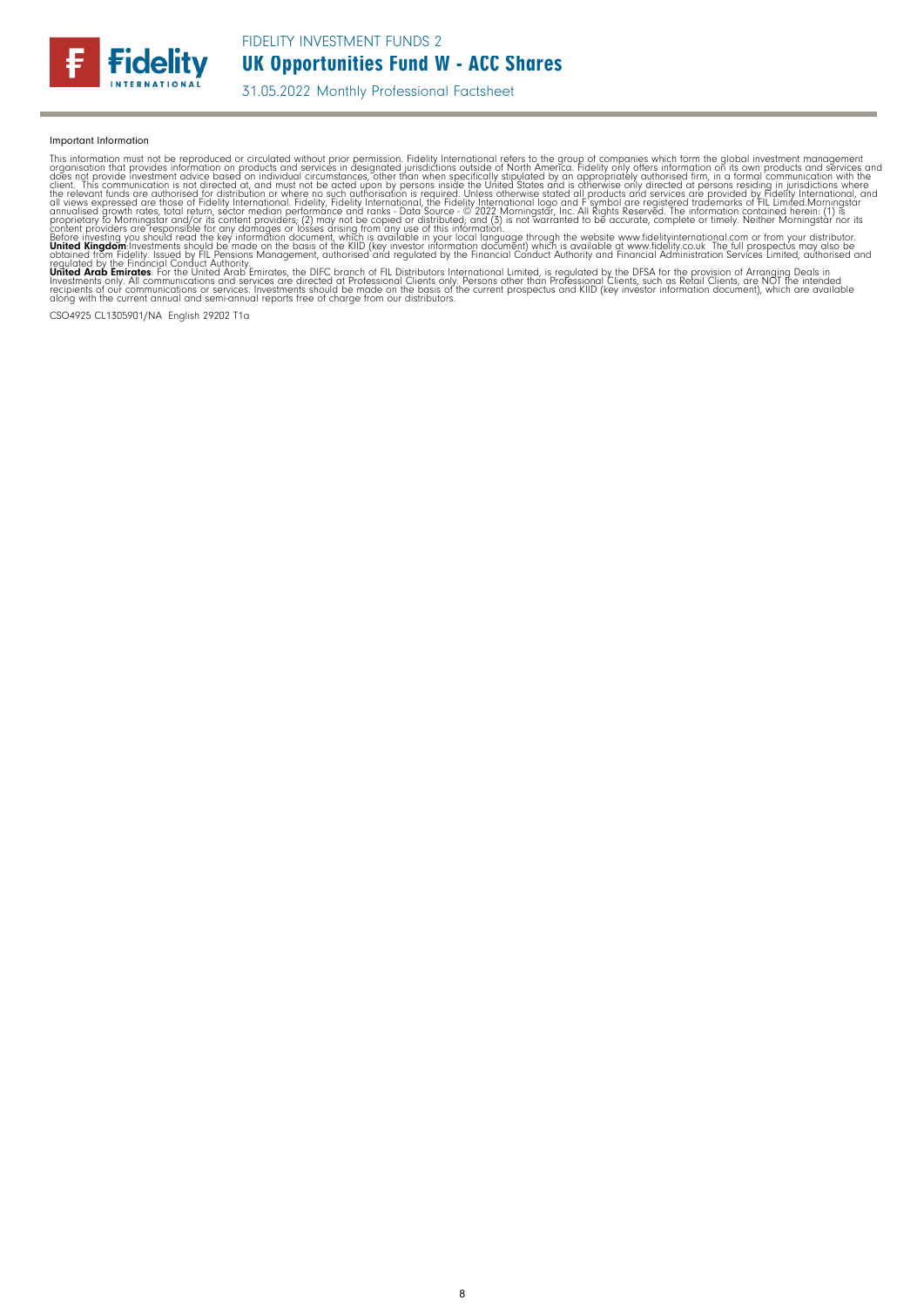Important Information

This information must not be reproduced or circulated without prior permission. Fidelity International refers to the group of companies which form the global investment management organisation that provides information on products and services in designated jurisdictions outside of North America. Fidelity only offers information on its own products and services and does not provide investment advice based on individual circumstances, other than when specifically stipulated by an appropriately authorised firm, in a formal communication with the client. This communication is not directed at, and must not be acted upon by persons inside the United States and is otherwise only directed at persons residing in jurisdictions where the relevant funds are authorised for distribution or where no such authorisation is required. Unless otherwise stated all products and services are provided by Fidelity International, and all views expressed are those of Fidelity International. Fidelity, Fidelity International, the Fidelity International logo and F symbol are registered trademarks of FIL Limited.Morningstar annualised growth rates, total return, sector median performance and ranks - Data Source - © 2022 Morningstar, Inc. All Rights Reserved. The information contained herein: (1) is proprietary to Morningstar and/or its content providers; (2) may not be copied or distributed; and (3) is not warranted to be accurate, complete or timely. Neither Morningstar nor its content providers are responsible for any damages or losses arising from any use of this information.
Before investing you should read the key information document, which is available in your local language through the website www.fidelityinternational.com or from your distributor.
**United Kingdom**:Investments should be made on the basis of the KIID (key investor information document) which is available at www.fidelity.co.uk The full prospectus may also be obtained from Fidelity. Issued by FIL Pensions Management, authorised and regulated by the Financial Conduct Authority and Financial Administration Services Limited, authorised and regulated by the Financial Conduct Authority.
**United Arab Emirates**: For the United Arab Emirates, the DIFC branch of FIL Distributors International Limited, is regulated by the DFSA for the provision of Arranging Deals in Investments only. All communications and services are directed at Professional Clients only. Persons other than Professional Clients, such as Retail Clients, are NOT the intended recipients of our communications or services. Investments should be made on the basis of the current prospectus and KIID (key investor information document), which are available along with the current annual and semi-annual reports free of charge from our distributors.

CSO4925 CL1305901/NA English 29202 T1a